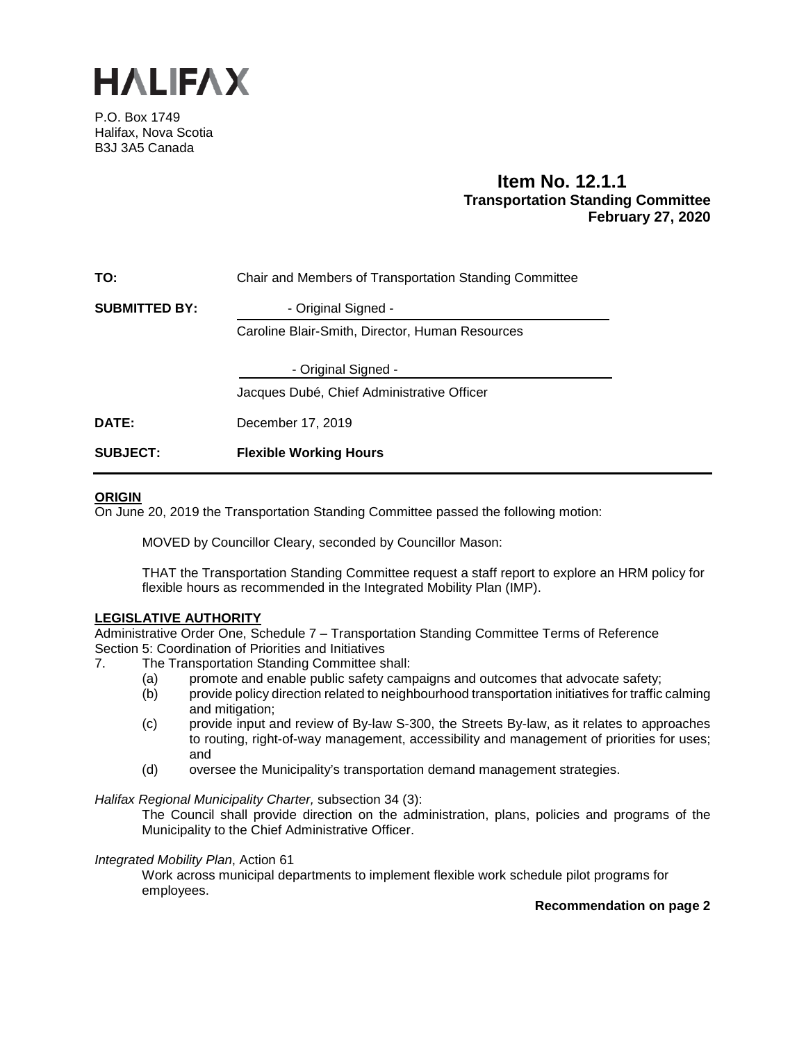# HALIFAX

P.O. Box 1749
Halifax, Nova Scotia
B3J 3A5 Canada

**Item No. 12.1.1**
**Transportation Standing Committee**
**February 27, 2020**

| | |
|---|---|
| **TO:** | Chair and Members of Transportation Standing Committee |
| **SUBMITTED BY:** | - Original Signed - |
| | Caroline Blair-Smith, Director, Human Resources |
| | - Original Signed - |
| | Jacques Dubé, Chief Administrative Officer |
| **DATE:** | December 17, 2019 |
| **SUBJECT:** | **Flexible Working Hours** |

## ORIGIN

On June 20, 2019 the Transportation Standing Committee passed the following motion:

> MOVED by Councillor Cleary, seconded by Councillor Mason:
>
> THAT the Transportation Standing Committee request a staff report to explore an HRM policy for flexible hours as recommended in the Integrated Mobility Plan (IMP).

## LEGISLATIVE AUTHORITY

Administrative Order One, Schedule 7 – Transportation Standing Committee Terms of Reference
Section 5: Coordination of Priorities and Initiatives

7. The Transportation Standing Committee shall:
   - (a) promote and enable public safety campaigns and outcomes that advocate safety;
   - (b) provide policy direction related to neighbourhood transportation initiatives for traffic calming and mitigation;
   - (c) provide input and review of By-law S-300, the Streets By-law, as it relates to approaches to routing, right-of-way management, accessibility and management of priorities for uses; and
   - (d) oversee the Municipality's transportation demand management strategies.

*Halifax Regional Municipality Charter,* subsection 34 (3):

> The Council shall provide direction on the administration, plans, policies and programs of the Municipality to the Chief Administrative Officer.

*Integrated Mobility Plan*, Action 61

> Work across municipal departments to implement flexible work schedule pilot programs for employees.

**Recommendation on page 2**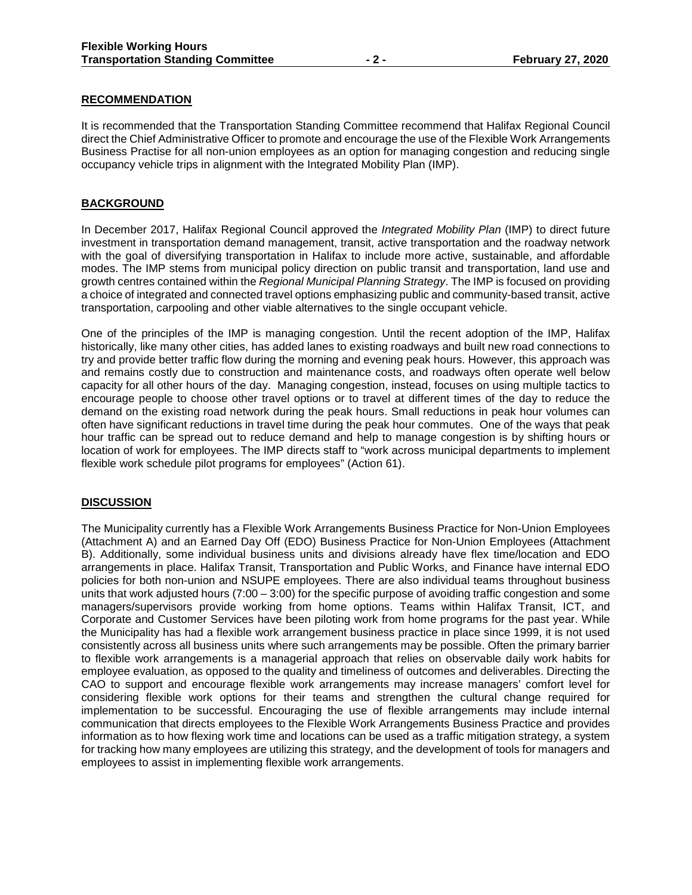## RECOMMENDATION

It is recommended that the Transportation Standing Committee recommend that Halifax Regional Council direct the Chief Administrative Officer to promote and encourage the use of the Flexible Work Arrangements Business Practise for all non-union employees as an option for managing congestion and reducing single occupancy vehicle trips in alignment with the Integrated Mobility Plan (IMP).

## BACKGROUND

In December 2017, Halifax Regional Council approved the *Integrated Mobility Plan* (IMP) to direct future investment in transportation demand management, transit, active transportation and the roadway network with the goal of diversifying transportation in Halifax to include more active, sustainable, and affordable modes. The IMP stems from municipal policy direction on public transit and transportation, land use and growth centres contained within the *Regional Municipal Planning Strategy*. The IMP is focused on providing a choice of integrated and connected travel options emphasizing public and community-based transit, active transportation, carpooling and other viable alternatives to the single occupant vehicle.

One of the principles of the IMP is managing congestion. Until the recent adoption of the IMP, Halifax historically, like many other cities, has added lanes to existing roadways and built new road connections to try and provide better traffic flow during the morning and evening peak hours. However, this approach was and remains costly due to construction and maintenance costs, and roadways often operate well below capacity for all other hours of the day. Managing congestion, instead, focuses on using multiple tactics to encourage people to choose other travel options or to travel at different times of the day to reduce the demand on the existing road network during the peak hours. Small reductions in peak hour volumes can often have significant reductions in travel time during the peak hour commutes. One of the ways that peak hour traffic can be spread out to reduce demand and help to manage congestion is by shifting hours or location of work for employees. The IMP directs staff to "work across municipal departments to implement flexible work schedule pilot programs for employees" (Action 61).

## DISCUSSION

The Municipality currently has a Flexible Work Arrangements Business Practice for Non-Union Employees (Attachment A) and an Earned Day Off (EDO) Business Practice for Non-Union Employees (Attachment B). Additionally, some individual business units and divisions already have flex time/location and EDO arrangements in place. Halifax Transit, Transportation and Public Works, and Finance have internal EDO policies for both non-union and NSUPE employees. There are also individual teams throughout business units that work adjusted hours (7:00 – 3:00) for the specific purpose of avoiding traffic congestion and some managers/supervisors provide working from home options. Teams within Halifax Transit, ICT, and Corporate and Customer Services have been piloting work from home programs for the past year. While the Municipality has had a flexible work arrangement business practice in place since 1999, it is not used consistently across all business units where such arrangements may be possible. Often the primary barrier to flexible work arrangements is a managerial approach that relies on observable daily work habits for employee evaluation, as opposed to the quality and timeliness of outcomes and deliverables. Directing the CAO to support and encourage flexible work arrangements may increase managers' comfort level for considering flexible work options for their teams and strengthen the cultural change required for implementation to be successful. Encouraging the use of flexible arrangements may include internal communication that directs employees to the Flexible Work Arrangements Business Practice and provides information as to how flexing work time and locations can be used as a traffic mitigation strategy, a system for tracking how many employees are utilizing this strategy, and the development of tools for managers and employees to assist in implementing flexible work arrangements.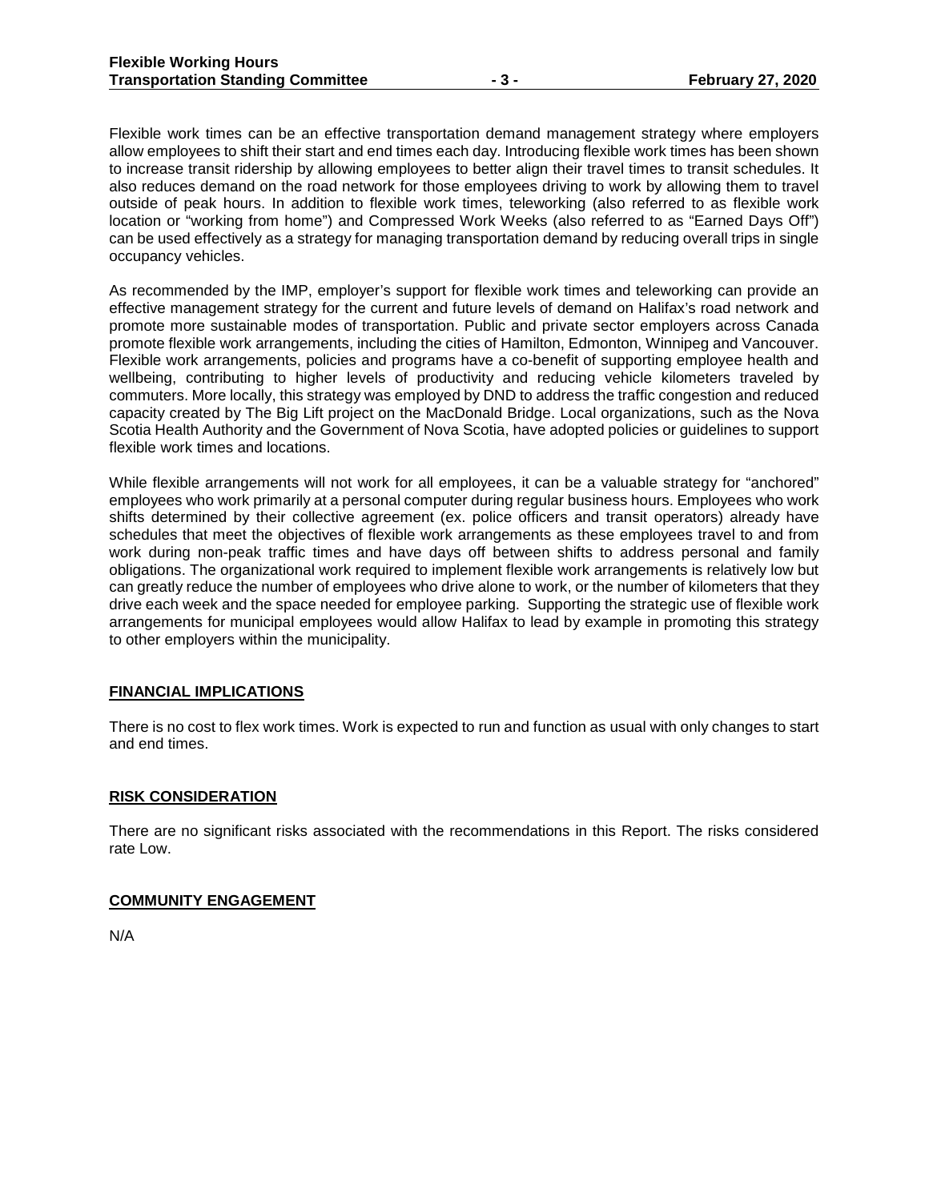Flexible work times can be an effective transportation demand management strategy where employers allow employees to shift their start and end times each day. Introducing flexible work times has been shown to increase transit ridership by allowing employees to better align their travel times to transit schedules. It also reduces demand on the road network for those employees driving to work by allowing them to travel outside of peak hours. In addition to flexible work times, teleworking (also referred to as flexible work location or "working from home") and Compressed Work Weeks (also referred to as "Earned Days Off") can be used effectively as a strategy for managing transportation demand by reducing overall trips in single occupancy vehicles.

As recommended by the IMP, employer's support for flexible work times and teleworking can provide an effective management strategy for the current and future levels of demand on Halifax's road network and promote more sustainable modes of transportation. Public and private sector employers across Canada promote flexible work arrangements, including the cities of Hamilton, Edmonton, Winnipeg and Vancouver. Flexible work arrangements, policies and programs have a co-benefit of supporting employee health and wellbeing, contributing to higher levels of productivity and reducing vehicle kilometers traveled by commuters. More locally, this strategy was employed by DND to address the traffic congestion and reduced capacity created by The Big Lift project on the MacDonald Bridge. Local organizations, such as the Nova Scotia Health Authority and the Government of Nova Scotia, have adopted policies or guidelines to support flexible work times and locations.

While flexible arrangements will not work for all employees, it can be a valuable strategy for "anchored" employees who work primarily at a personal computer during regular business hours. Employees who work shifts determined by their collective agreement (ex. police officers and transit operators) already have schedules that meet the objectives of flexible work arrangements as these employees travel to and from work during non-peak traffic times and have days off between shifts to address personal and family obligations. The organizational work required to implement flexible work arrangements is relatively low but can greatly reduce the number of employees who drive alone to work, or the number of kilometers that they drive each week and the space needed for employee parking. Supporting the strategic use of flexible work arrangements for municipal employees would allow Halifax to lead by example in promoting this strategy to other employers within the municipality.

## FINANCIAL IMPLICATIONS

There is no cost to flex work times. Work is expected to run and function as usual with only changes to start and end times.

## RISK CONSIDERATION

There are no significant risks associated with the recommendations in this Report. The risks considered rate Low.

## COMMUNITY ENGAGEMENT

N/A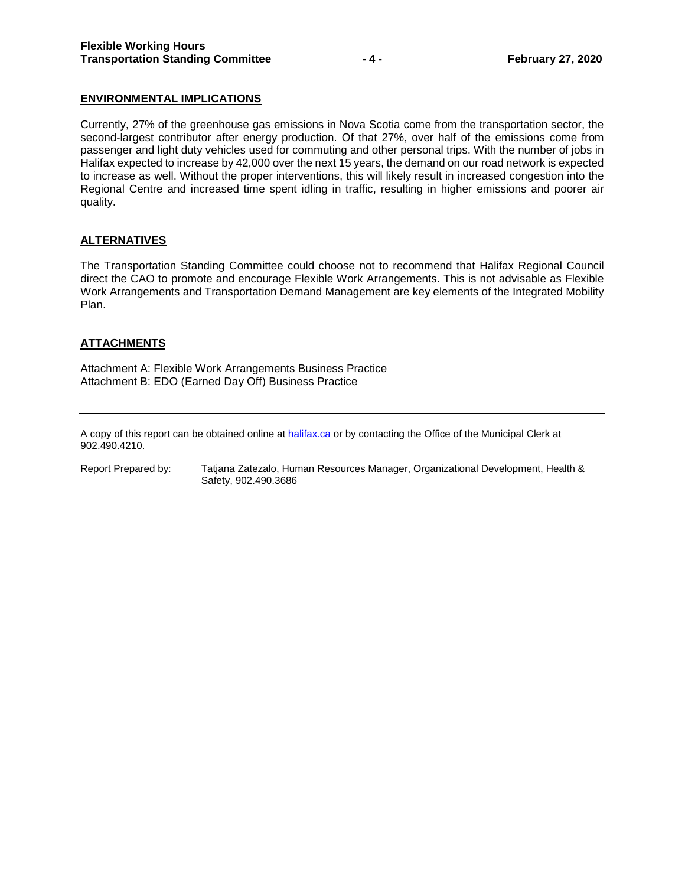## ENVIRONMENTAL IMPLICATIONS

Currently, 27% of the greenhouse gas emissions in Nova Scotia come from the transportation sector, the second-largest contributor after energy production. Of that 27%, over half of the emissions come from passenger and light duty vehicles used for commuting and other personal trips. With the number of jobs in Halifax expected to increase by 42,000 over the next 15 years, the demand on our road network is expected to increase as well. Without the proper interventions, this will likely result in increased congestion into the Regional Centre and increased time spent idling in traffic, resulting in higher emissions and poorer air quality.

## ALTERNATIVES

The Transportation Standing Committee could choose not to recommend that Halifax Regional Council direct the CAO to promote and encourage Flexible Work Arrangements. This is not advisable as Flexible Work Arrangements and Transportation Demand Management are key elements of the Integrated Mobility Plan.

## ATTACHMENTS

Attachment A: Flexible Work Arrangements Business Practice
Attachment B: EDO (Earned Day Off) Business Practice

---

A copy of this report can be obtained online at [halifax.ca](halifax.ca) or by contacting the Office of the Municipal Clerk at 902.490.4210.

Report Prepared by: Tatjana Zatezalo, Human Resources Manager, Organizational Development, Health & Safety, 902.490.3686

---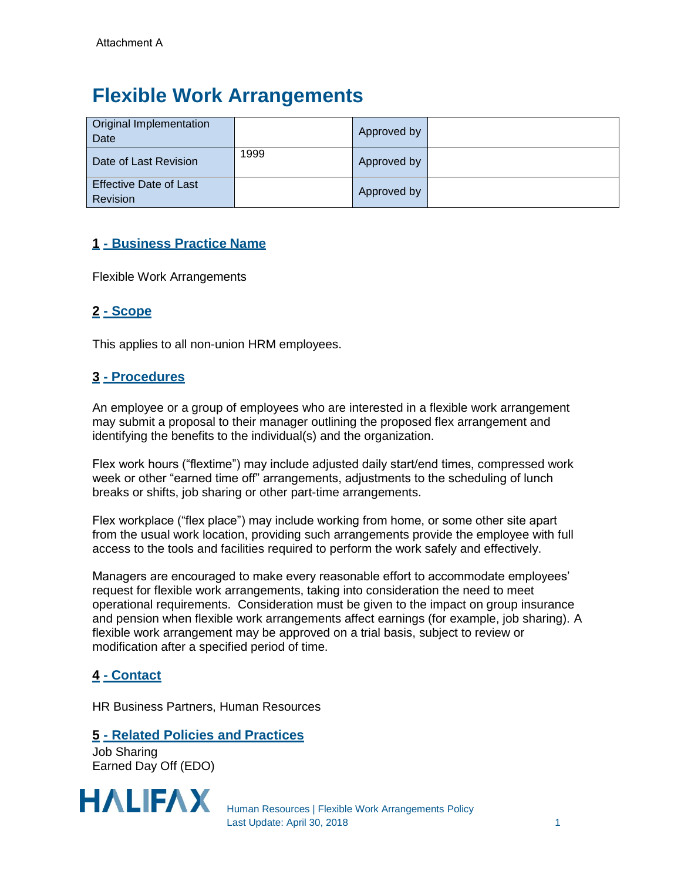Attachment A

# Flexible Work Arrangements

| Original Implementation Date | | Approved by | |
|---|---|---|---|
| Date of Last Revision | 1999 | Approved by | |
| Effective Date of Last Revision | | Approved by | |

## 1 - Business Practice Name

Flexible Work Arrangements

## 2 - Scope

This applies to all non-union HRM employees.

## 3 - Procedures

An employee or a group of employees who are interested in a flexible work arrangement may submit a proposal to their manager outlining the proposed flex arrangement and identifying the benefits to the individual(s) and the organization.

Flex work hours ("flextime") may include adjusted daily start/end times, compressed work week or other "earned time off" arrangements, adjustments to the scheduling of lunch breaks or shifts, job sharing or other part-time arrangements.

Flex workplace ("flex place") may include working from home, or some other site apart from the usual work location, providing such arrangements provide the employee with full access to the tools and facilities required to perform the work safely and effectively.

Managers are encouraged to make every reasonable effort to accommodate employees' request for flexible work arrangements, taking into consideration the need to meet operational requirements. Consideration must be given to the impact on group insurance and pension when flexible work arrangements affect earnings (for example, job sharing). A flexible work arrangement may be approved on a trial basis, subject to review or modification after a specified period of time.

## 4 - Contact

HR Business Partners, Human Resources

## 5 - Related Policies and Practices

Job Sharing
Earned Day Off (EDO)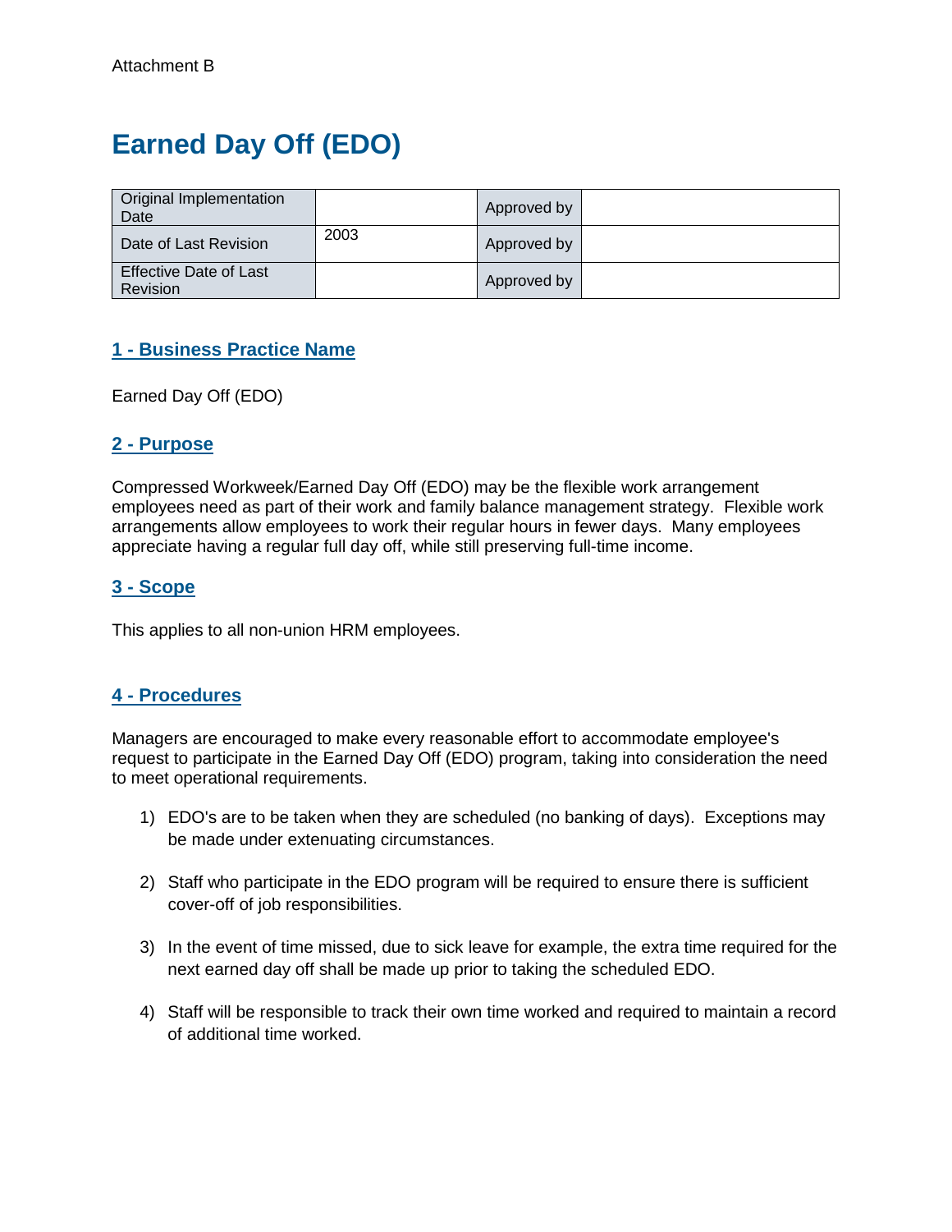Attachment B

# Earned Day Off (EDO)

| Original Implementation Date | | Approved by | |
|---|---|---|---|
| Date of Last Revision | 2003 | Approved by | |
| Effective Date of Last Revision | | Approved by | |

## 1 - Business Practice Name

Earned Day Off (EDO)

## 2 - Purpose

Compressed Workweek/Earned Day Off (EDO) may be the flexible work arrangement employees need as part of their work and family balance management strategy. Flexible work arrangements allow employees to work their regular hours in fewer days. Many employees appreciate having a regular full day off, while still preserving full-time income.

## 3 - Scope

This applies to all non-union HRM employees.

## 4 - Procedures

Managers are encouraged to make every reasonable effort to accommodate employee's request to participate in the Earned Day Off (EDO) program, taking into consideration the need to meet operational requirements.

1) EDO's are to be taken when they are scheduled (no banking of days). Exceptions may be made under extenuating circumstances.

2) Staff who participate in the EDO program will be required to ensure there is sufficient cover-off of job responsibilities.

3) In the event of time missed, due to sick leave for example, the extra time required for the next earned day off shall be made up prior to taking the scheduled EDO.

4) Staff will be responsible to track their own time worked and required to maintain a record of additional time worked.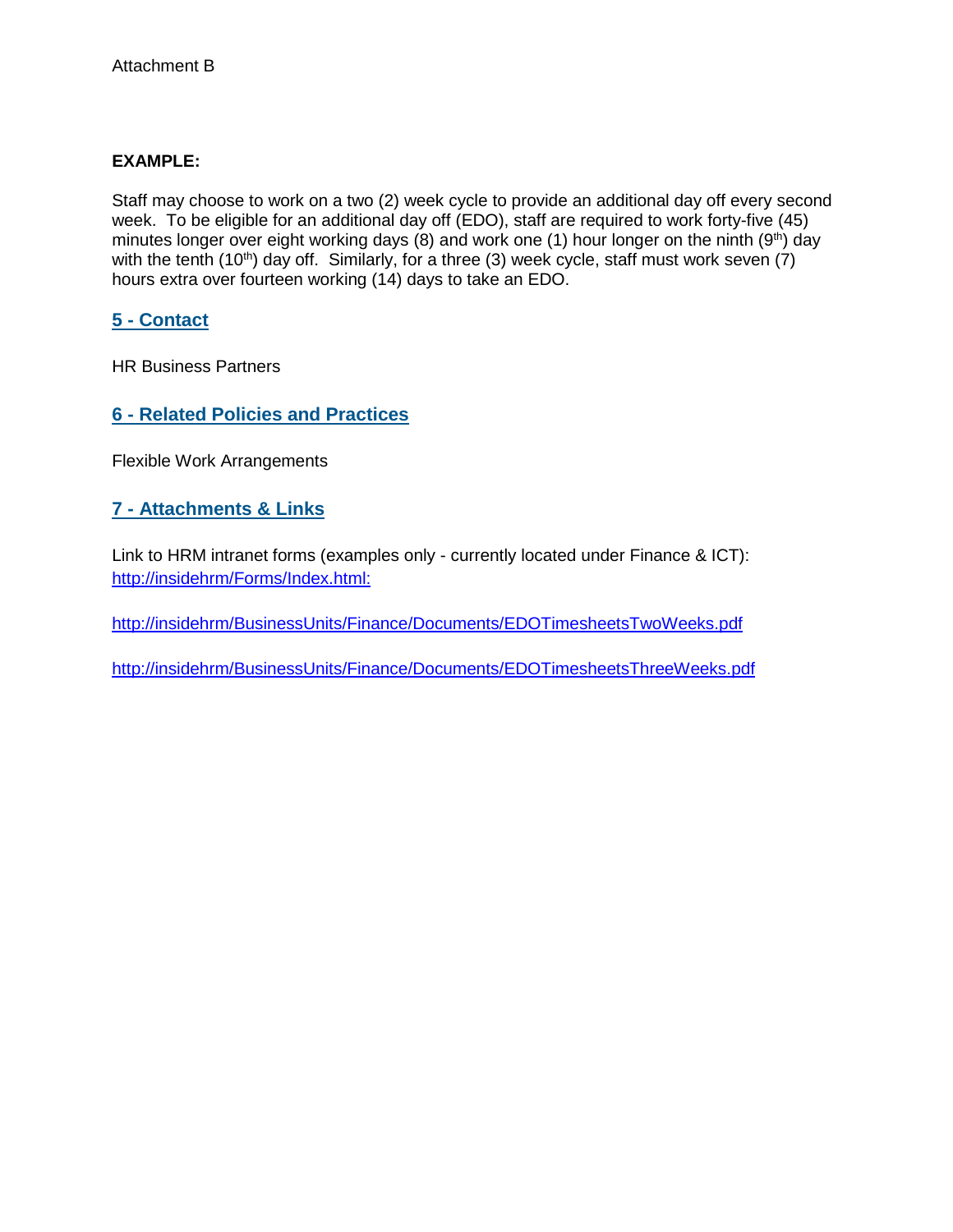Attachment B

**EXAMPLE:**

Staff may choose to work on a two (2) week cycle to provide an additional day off every second week. To be eligible for an additional day off (EDO), staff are required to work forty-five (45) minutes longer over eight working days (8) and work one (1) hour longer on the ninth (9th) day with the tenth (10th) day off. Similarly, for a three (3) week cycle, staff must work seven (7) hours extra over fourteen working (14) days to take an EDO.

## 5 - Contact

HR Business Partners

## 6 - Related Policies and Practices

Flexible Work Arrangements

## 7 - Attachments & Links

Link to HRM intranet forms (examples only - currently located under Finance & ICT):
http://insidehrm/Forms/Index.html:

http://insidehrm/BusinessUnits/Finance/Documents/EDOTimesheetsTwoWeeks.pdf

http://insidehrm/BusinessUnits/Finance/Documents/EDOTimesheetsThreeWeeks.pdf